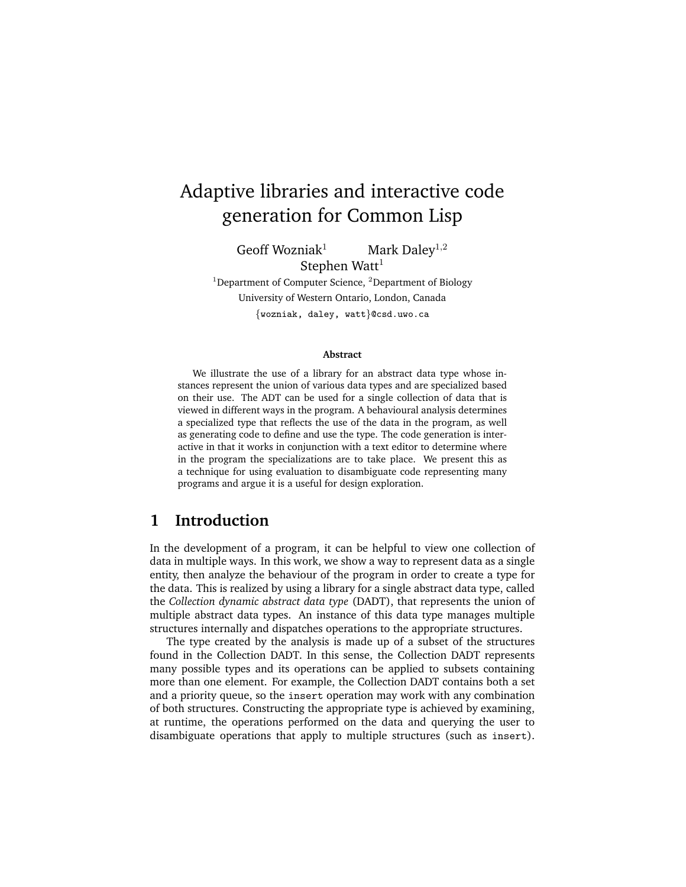# Adaptive libraries and interactive code generation for Common Lisp

Geoff Wozniak[1] Mark Daley[1,2]
Stephen Watt[1]

[1]Department of Computer Science, [2]Department of Biology
University of Western Ontario, London, Canada
{wozniak, daley, watt}@csd.uwo.ca

### Abstract

We illustrate the use of a library for an abstract data type whose instances represent the union of various data types and are specialized based on their use. The ADT can be used for a single collection of data that is viewed in different ways in the program. A behavioural analysis determines a specialized type that reflects the use of the data in the program, as well as generating code to define and use the type. The code generation is interactive in that it works in conjunction with a text editor to determine where in the program the specializations are to take place. We present this as a technique for using evaluation to disambiguate code representing many programs and argue it is a useful for design exploration.

## 1 Introduction

In the development of a program, it can be helpful to view one collection of data in multiple ways. In this work, we show a way to represent data as a single entity, then analyze the behaviour of the program in order to create a type for the data. This is realized by using a library for a single abstract data type, called the *Collection dynamic abstract data type* (DADT), that represents the union of multiple abstract data types. An instance of this data type manages multiple structures internally and dispatches operations to the appropriate structures.

The type created by the analysis is made up of a subset of the structures found in the Collection DADT. In this sense, the Collection DADT represents many possible types and its operations can be applied to subsets containing more than one element. For example, the Collection DADT contains both a set and a priority queue, so the `insert` operation may work with any combination of both structures. Constructing the appropriate type is achieved by examining, at runtime, the operations performed on the data and querying the user to disambiguate operations that apply to multiple structures (such as `insert`).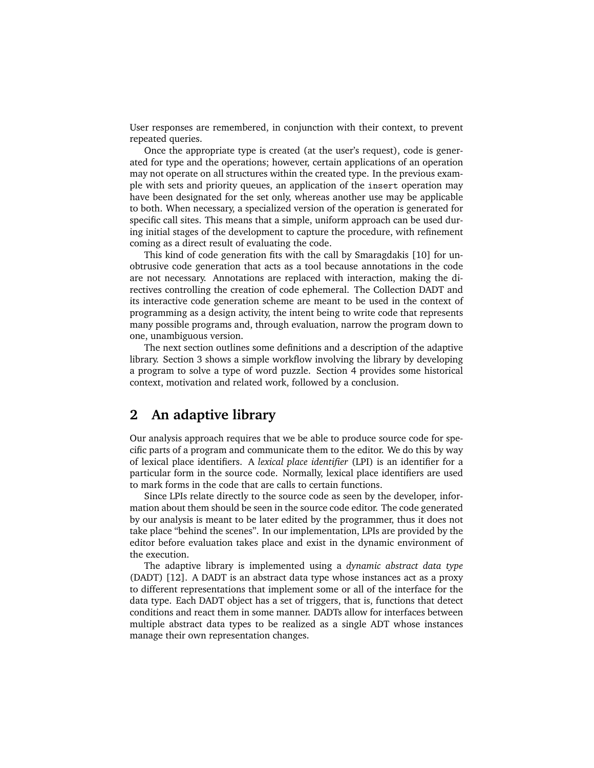User responses are remembered, in conjunction with their context, to prevent repeated queries.

Once the appropriate type is created (at the user's request), code is generated for type and the operations; however, certain applications of an operation may not operate on all structures within the created type. In the previous example with sets and priority queues, an application of the `insert` operation may have been designated for the set only, whereas another use may be applicable to both. When necessary, a specialized version of the operation is generated for specific call sites. This means that a simple, uniform approach can be used during initial stages of the development to capture the procedure, with refinement coming as a direct result of evaluating the code.

This kind of code generation fits with the call by Smaragdakis [10] for unobtrusive code generation that acts as a tool because annotations in the code are not necessary. Annotations are replaced with interaction, making the directives controlling the creation of code ephemeral. The Collection DADT and its interactive code generation scheme are meant to be used in the context of programming as a design activity, the intent being to write code that represents many possible programs and, through evaluation, narrow the program down to one, unambiguous version.

The next section outlines some definitions and a description of the adaptive library. Section 3 shows a simple workflow involving the library by developing a program to solve a type of word puzzle. Section 4 provides some historical context, motivation and related work, followed by a conclusion.

## 2 An adaptive library

Our analysis approach requires that we be able to produce source code for specific parts of a program and communicate them to the editor. We do this by way of lexical place identifiers. A *lexical place identifier* (LPI) is an identifier for a particular form in the source code. Normally, lexical place identifiers are used to mark forms in the code that are calls to certain functions.

Since LPIs relate directly to the source code as seen by the developer, information about them should be seen in the source code editor. The code generated by our analysis is meant to be later edited by the programmer, thus it does not take place "behind the scenes". In our implementation, LPIs are provided by the editor before evaluation takes place and exist in the dynamic environment of the execution.

The adaptive library is implemented using a *dynamic abstract data type* (DADT) [12]. A DADT is an abstract data type whose instances act as a proxy to different representations that implement some or all of the interface for the data type. Each DADT object has a set of triggers, that is, functions that detect conditions and react them in some manner. DADTs allow for interfaces between multiple abstract data types to be realized as a single ADT whose instances manage their own representation changes.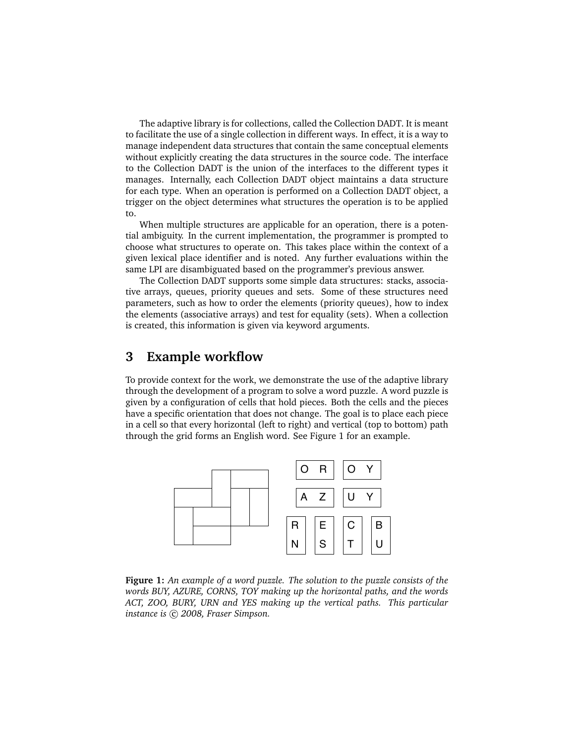The adaptive library is for collections, called the Collection DADT. It is meant to facilitate the use of a single collection in different ways. In effect, it is a way to manage independent data structures that contain the same conceptual elements without explicitly creating the data structures in the source code. The interface to the Collection DADT is the union of the interfaces to the different types it manages. Internally, each Collection DADT object maintains a data structure for each type. When an operation is performed on a Collection DADT object, a trigger on the object determines what structures the operation is to be applied to.

When multiple structures are applicable for an operation, there is a potential ambiguity. In the current implementation, the programmer is prompted to choose what structures to operate on. This takes place within the context of a given lexical place identifier and is noted. Any further evaluations within the same LPI are disambiguated based on the programmer's previous answer.

The Collection DADT supports some simple data structures: stacks, associative arrays, queues, priority queues and sets. Some of these structures need parameters, such as how to order the elements (priority queues), how to index the elements (associative arrays) and test for equality (sets). When a collection is created, this information is given via keyword arguments.

## 3 Example workflow

To provide context for the work, we demonstrate the use of the adaptive library through the development of a program to solve a word puzzle. A word puzzle is given by a configuration of cells that hold pieces. Both the cells and the pieces have a specific orientation that does not change. The goal is to place each piece in a cell so that every horizontal (left to right) and vertical (top to bottom) path through the grid forms an English word. See Figure 1 for an example.

**Figure 1:** *An example of a word puzzle. The solution to the puzzle consists of the words BUY, AZURE, CORNS, TOY making up the horizontal paths, and the words ACT, ZOO, BURY, URN and YES making up the vertical paths. This particular instance is © 2008, Fraser Simpson.*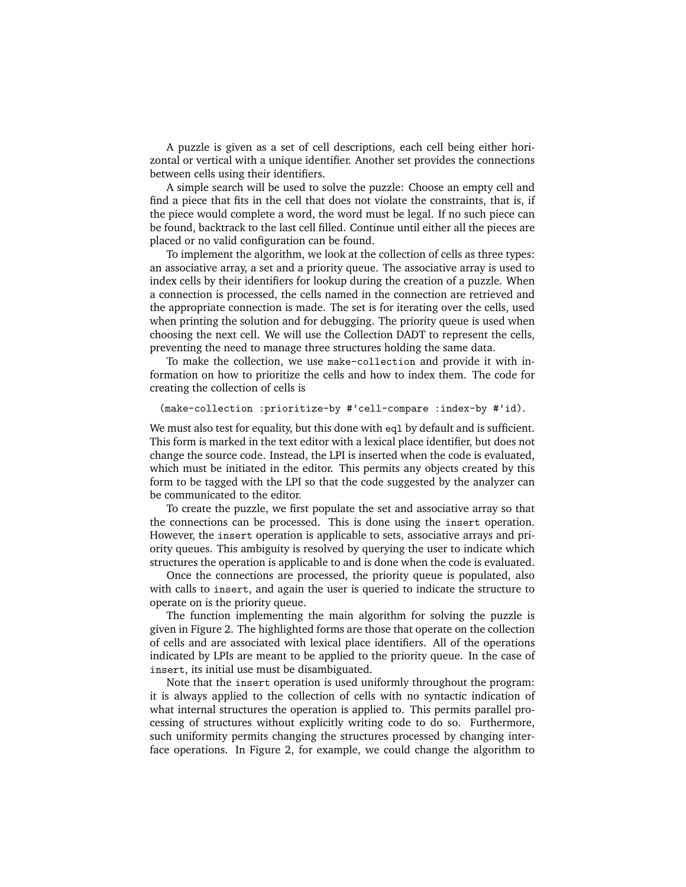A puzzle is given as a set of cell descriptions, each cell being either horizontal or vertical with a unique identifier. Another set provides the connections between cells using their identifiers.

A simple search will be used to solve the puzzle: Choose an empty cell and find a piece that fits in the cell that does not violate the constraints, that is, if the piece would complete a word, the word must be legal. If no such piece can be found, backtrack to the last cell filled. Continue until either all the pieces are placed or no valid configuration can be found.

To implement the algorithm, we look at the collection of cells as three types: an associative array, a set and a priority queue. The associative array is used to index cells by their identifiers for lookup during the creation of a puzzle. When a connection is processed, the cells named in the connection are retrieved and the appropriate connection is made. The set is for iterating over the cells, used when printing the solution and for debugging. The priority queue is used when choosing the next cell. We will use the Collection DADT to represent the cells, preventing the need to manage three structures holding the same data.

To make the collection, we use `make-collection` and provide it with information on how to prioritize the cells and how to index them. The code for creating the collection of cells is

```
(make-collection :prioritize-by #'cell-compare :index-by #'id).
```

We must also test for equality, but this done with `eql` by default and is sufficient. This form is marked in the text editor with a lexical place identifier, but does not change the source code. Instead, the LPI is inserted when the code is evaluated, which must be initiated in the editor. This permits any objects created by this form to be tagged with the LPI so that the code suggested by the analyzer can be communicated to the editor.

To create the puzzle, we first populate the set and associative array so that the connections can be processed. This is done using the `insert` operation. However, the `insert` operation is applicable to sets, associative arrays and priority queues. This ambiguity is resolved by querying the user to indicate which structures the operation is applicable to and is done when the code is evaluated.

Once the connections are processed, the priority queue is populated, also with calls to `insert`, and again the user is queried to indicate the structure to operate on is the priority queue.

The function implementing the main algorithm for solving the puzzle is given in Figure 2. The highlighted forms are those that operate on the collection of cells and are associated with lexical place identifiers. All of the operations indicated by LPIs are meant to be applied to the priority queue. In the case of `insert`, its initial use must be disambiguated.

Note that the `insert` operation is used uniformly throughout the program: it is always applied to the collection of cells with no syntactic indication of what internal structures the operation is applied to. This permits parallel processing of structures without explicitly writing code to do so. Furthermore, such uniformity permits changing the structures processed by changing interface operations. In Figure 2, for example, we could change the algorithm to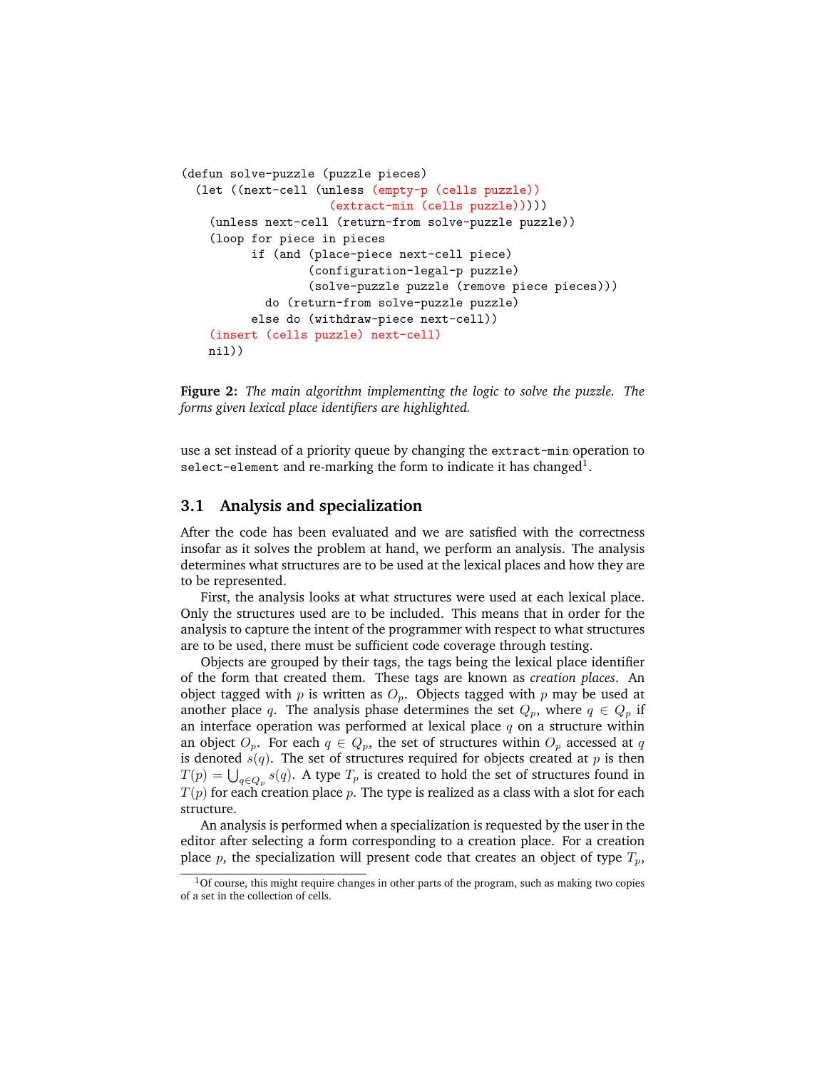```
(defun solve-puzzle (puzzle pieces)
  (let ((next-cell (unless (empty-p (cells puzzle))
                     (extract-min (cells puzzle)))))
    (unless next-cell (return-from solve-puzzle puzzle))
    (loop for piece in pieces
          if (and (place-piece next-cell piece)
                  (configuration-legal-p puzzle)
                  (solve-puzzle puzzle (remove piece pieces)))
            do (return-from solve-puzzle puzzle)
          else do (withdraw-piece next-cell))
    (insert (cells puzzle) next-cell)
    nil))
```

**Figure 2:** *The main algorithm implementing the logic to solve the puzzle. The forms given lexical place identifiers are highlighted.*

use a set instead of a priority queue by changing the `extract-min` operation to `select-element` and re-marking the form to indicate it has changed[1].

## 3.1 Analysis and specialization

After the code has been evaluated and we are satisfied with the correctness insofar as it solves the problem at hand, we perform an analysis. The analysis determines what structures are to be used at the lexical places and how they are to be represented.

First, the analysis looks at what structures were used at each lexical place. Only the structures used are to be included. This means that in order for the analysis to capture the intent of the programmer with respect to what structures are to be used, there must be sufficient code coverage through testing.

Objects are grouped by their tags, the tags being the lexical place identifier of the form that created them. These tags are known as *creation places*. An object tagged with $p$ is written as $O_p$. Objects tagged with $p$ may be used at another place $q$. The analysis phase determines the set $Q_p$, where $q \in Q_p$ if an interface operation was performed at lexical place $q$ on a structure within an object $O_p$. For each $q \in Q_p$, the set of structures within $O_p$ accessed at $q$ is denoted $s(q)$. The set of structures required for objects created at $p$ is then $T(p) = \bigcup_{q \in Q_p} s(q)$. A type $T_p$ is created to hold the set of structures found in $T(p)$ for each creation place $p$. The type is realized as a class with a slot for each structure.

An analysis is performed when a specialization is requested by the user in the editor after selecting a form corresponding to a creation place. For a creation place $p$, the specialization will present code that creates an object of type $T_p$,

[1] Of course, this might require changes in other parts of the program, such as making two copies of a set in the collection of cells.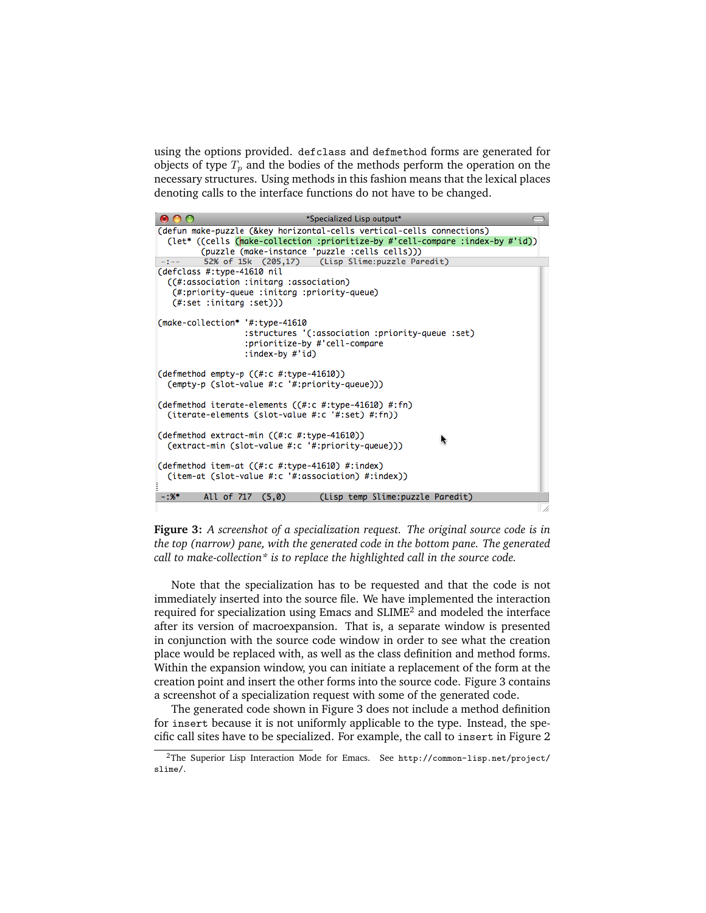using the options provided. `defclass` and `defmethod` forms are generated for objects of type $T_p$ and the bodies of the methods perform the operation on the necessary structures. Using methods in this fashion means that the lexical places denoting calls to the interface functions do not have to be changed.

```
(defun make-puzzle (&key horizontal-cells vertical-cells connections)
  (let* ((cells (make-collection :prioritize-by #'cell-compare :index-by #'id))
         (puzzle (make-instance 'puzzle :cells cells)))
-:---   52% of 15k  (205,17)     (Lisp Slime:puzzle Paredit)
(defclass #:type-41610 nil
  ((#:association :initarg :association)
   (#:priority-queue :initarg :priority-queue)
   (#:set :initarg :set)))

(make-collection* '#:type-41610
                  :structures '(:association :priority-queue :set)
                  :prioritize-by #'cell-compare
                  :index-by #'id)

(defmethod empty-p ((#:c #:type-41610))
  (empty-p (slot-value #:c '#:priority-queue)))

(defmethod iterate-elements ((#:c #:type-41610) #:fn)
  (iterate-elements (slot-value #:c '#:set) #:fn))

(defmethod extract-min ((#:c #:type-41610))
  (extract-min (slot-value #:c '#:priority-queue)))

(defmethod item-at ((#:c #:type-41610) #:index)
  (item-at (slot-value #:c '#:association) #:index))

-:%*    All of 717  (5,0)        (Lisp temp Slime:puzzle Paredit)
```

**Figure 3:** *A screenshot of a specialization request. The original source code is in the top (narrow) pane, with the generated code in the bottom pane. The generated call to make-collection\* is to replace the highlighted call in the source code.*

Note that the specialization has to be requested and that the code is not immediately inserted into the source file. We have implemented the interaction required for specialization using Emacs and SLIME[2] and modeled the interface after its version of macroexpansion. That is, a separate window is presented in conjunction with the source code window in order to see what the creation place would be replaced with, as well as the class definition and method forms. Within the expansion window, you can initiate a replacement of the form at the creation point and insert the other forms into the source code. Figure 3 contains a screenshot of a specialization request with some of the generated code.

The generated code shown in Figure 3 does not include a method definition for `insert` because it is not uniformly applicable to the type. Instead, the specific call sites have to be specialized. For example, the call to `insert` in Figure 2

[2]The Superior Lisp Interaction Mode for Emacs. See http://common-lisp.net/project/slime/.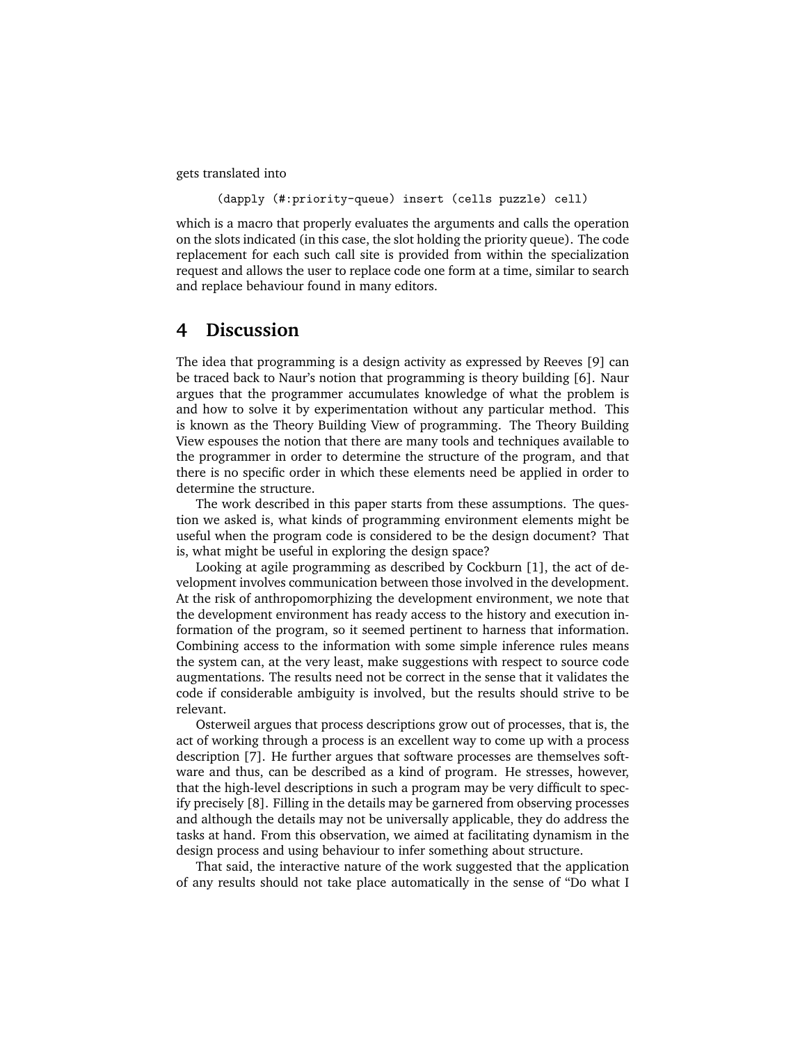gets translated into

```
(dapply (#:priority-queue) insert (cells puzzle) cell)
```

which is a macro that properly evaluates the arguments and calls the operation on the slots indicated (in this case, the slot holding the priority queue). The code replacement for each such call site is provided from within the specialization request and allows the user to replace code one form at a time, similar to search and replace behaviour found in many editors.

# 4 Discussion

The idea that programming is a design activity as expressed by Reeves [9] can be traced back to Naur's notion that programming is theory building [6]. Naur argues that the programmer accumulates knowledge of what the problem is and how to solve it by experimentation without any particular method. This is known as the Theory Building View of programming. The Theory Building View espouses the notion that there are many tools and techniques available to the programmer in order to determine the structure of the program, and that there is no specific order in which these elements need be applied in order to determine the structure.

The work described in this paper starts from these assumptions. The question we asked is, what kinds of programming environment elements might be useful when the program code is considered to be the design document? That is, what might be useful in exploring the design space?

Looking at agile programming as described by Cockburn [1], the act of development involves communication between those involved in the development. At the risk of anthropomorphizing the development environment, we note that the development environment has ready access to the history and execution information of the program, so it seemed pertinent to harness that information. Combining access to the information with some simple inference rules means the system can, at the very least, make suggestions with respect to source code augmentations. The results need not be correct in the sense that it validates the code if considerable ambiguity is involved, but the results should strive to be relevant.

Osterweil argues that process descriptions grow out of processes, that is, the act of working through a process is an excellent way to come up with a process description [7]. He further argues that software processes are themselves software and thus, can be described as a kind of program. He stresses, however, that the high-level descriptions in such a program may be very difficult to specify precisely [8]. Filling in the details may be garnered from observing processes and although the details may not be universally applicable, they do address the tasks at hand. From this observation, we aimed at facilitating dynamism in the design process and using behaviour to infer something about structure.

That said, the interactive nature of the work suggested that the application of any results should not take place automatically in the sense of "Do what I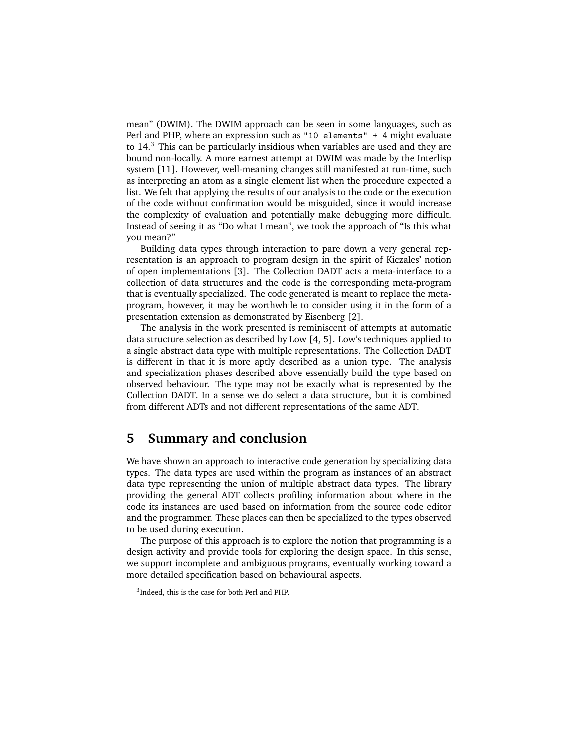mean" (DWIM). The DWIM approach can be seen in some languages, such as Perl and PHP, where an expression such as `"10 elements" + 4` might evaluate to 14.[3] This can be particularly insidious when variables are used and they are bound non-locally. A more earnest attempt at DWIM was made by the Interlisp system [11]. However, well-meaning changes still manifested at run-time, such as interpreting an atom as a single element list when the procedure expected a list. We felt that applying the results of our analysis to the code or the execution of the code without confirmation would be misguided, since it would increase the complexity of evaluation and potentially make debugging more difficult. Instead of seeing it as "Do what I mean", we took the approach of "Is this what you mean?"

Building data types through interaction to pare down a very general representation is an approach to program design in the spirit of Kiczales' notion of open implementations [3]. The Collection DADT acts a meta-interface to a collection of data structures and the code is the corresponding meta-program that is eventually specialized. The code generated is meant to replace the meta-program, however, it may be worthwhile to consider using it in the form of a presentation extension as demonstrated by Eisenberg [2].

The analysis in the work presented is reminiscent of attempts at automatic data structure selection as described by Low [4, 5]. Low's techniques applied to a single abstract data type with multiple representations. The Collection DADT is different in that it is more aptly described as a union type. The analysis and specialization phases described above essentially build the type based on observed behaviour. The type may not be exactly what is represented by the Collection DADT. In a sense we do select a data structure, but it is combined from different ADTs and not different representations of the same ADT.

## 5 Summary and conclusion

We have shown an approach to interactive code generation by specializing data types. The data types are used within the program as instances of an abstract data type representing the union of multiple abstract data types. The library providing the general ADT collects profiling information about where in the code its instances are used based on information from the source code editor and the programmer. These places can then be specialized to the types observed to be used during execution.

The purpose of this approach is to explore the notion that programming is a design activity and provide tools for exploring the design space. In this sense, we support incomplete and ambiguous programs, eventually working toward a more detailed specification based on behavioural aspects.

[3] Indeed, this is the case for both Perl and PHP.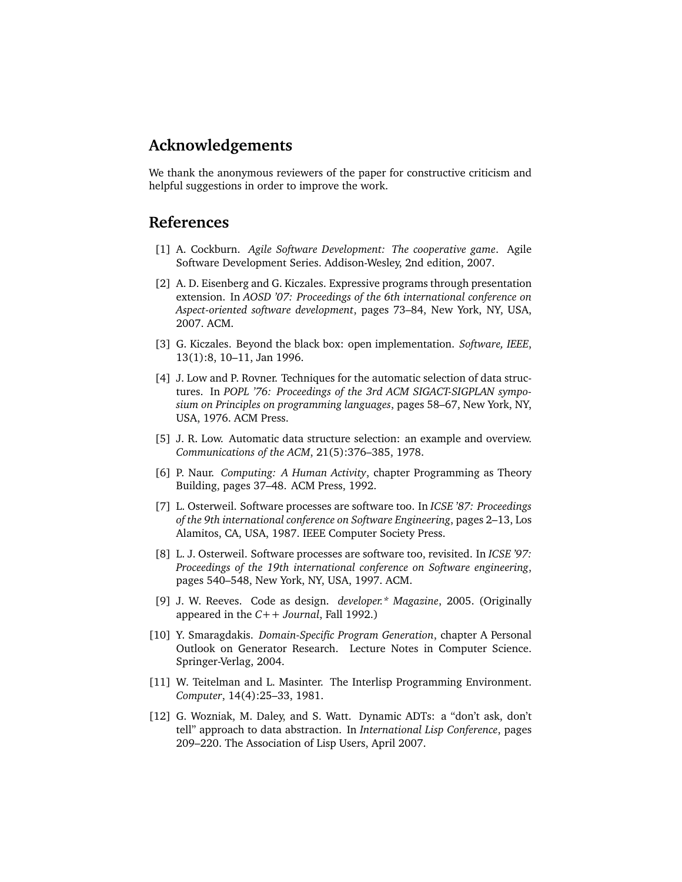## Acknowledgements

We thank the anonymous reviewers of the paper for constructive criticism and helpful suggestions in order to improve the work.

## References

[1] A. Cockburn. *Agile Software Development: The cooperative game*. Agile Software Development Series. Addison-Wesley, 2nd edition, 2007.

[2] A. D. Eisenberg and G. Kiczales. Expressive programs through presentation extension. In *AOSD '07: Proceedings of the 6th international conference on Aspect-oriented software development*, pages 73–84, New York, NY, USA, 2007. ACM.

[3] G. Kiczales. Beyond the black box: open implementation. *Software, IEEE*, 13(1):8, 10–11, Jan 1996.

[4] J. Low and P. Rovner. Techniques for the automatic selection of data structures. In *POPL '76: Proceedings of the 3rd ACM SIGACT-SIGPLAN symposium on Principles on programming languages*, pages 58–67, New York, NY, USA, 1976. ACM Press.

[5] J. R. Low. Automatic data structure selection: an example and overview. *Communications of the ACM*, 21(5):376–385, 1978.

[6] P. Naur. *Computing: A Human Activity*, chapter Programming as Theory Building, pages 37–48. ACM Press, 1992.

[7] L. Osterweil. Software processes are software too. In *ICSE '87: Proceedings of the 9th international conference on Software Engineering*, pages 2–13, Los Alamitos, CA, USA, 1987. IEEE Computer Society Press.

[8] L. J. Osterweil. Software processes are software too, revisited. In *ICSE '97: Proceedings of the 19th international conference on Software engineering*, pages 540–548, New York, NY, USA, 1997. ACM.

[9] J. W. Reeves. Code as design. *developer.* Magazine*, 2005. (Originally appeared in the *C++ Journal*, Fall 1992.)

[10] Y. Smaragdakis. *Domain-Specific Program Generation*, chapter A Personal Outlook on Generator Research. Lecture Notes in Computer Science. Springer-Verlag, 2004.

[11] W. Teitelman and L. Masinter. The Interlisp Programming Environment. *Computer*, 14(4):25–33, 1981.

[12] G. Wozniak, M. Daley, and S. Watt. Dynamic ADTs: a "don't ask, don't tell" approach to data abstraction. In *International Lisp Conference*, pages 209–220. The Association of Lisp Users, April 2007.